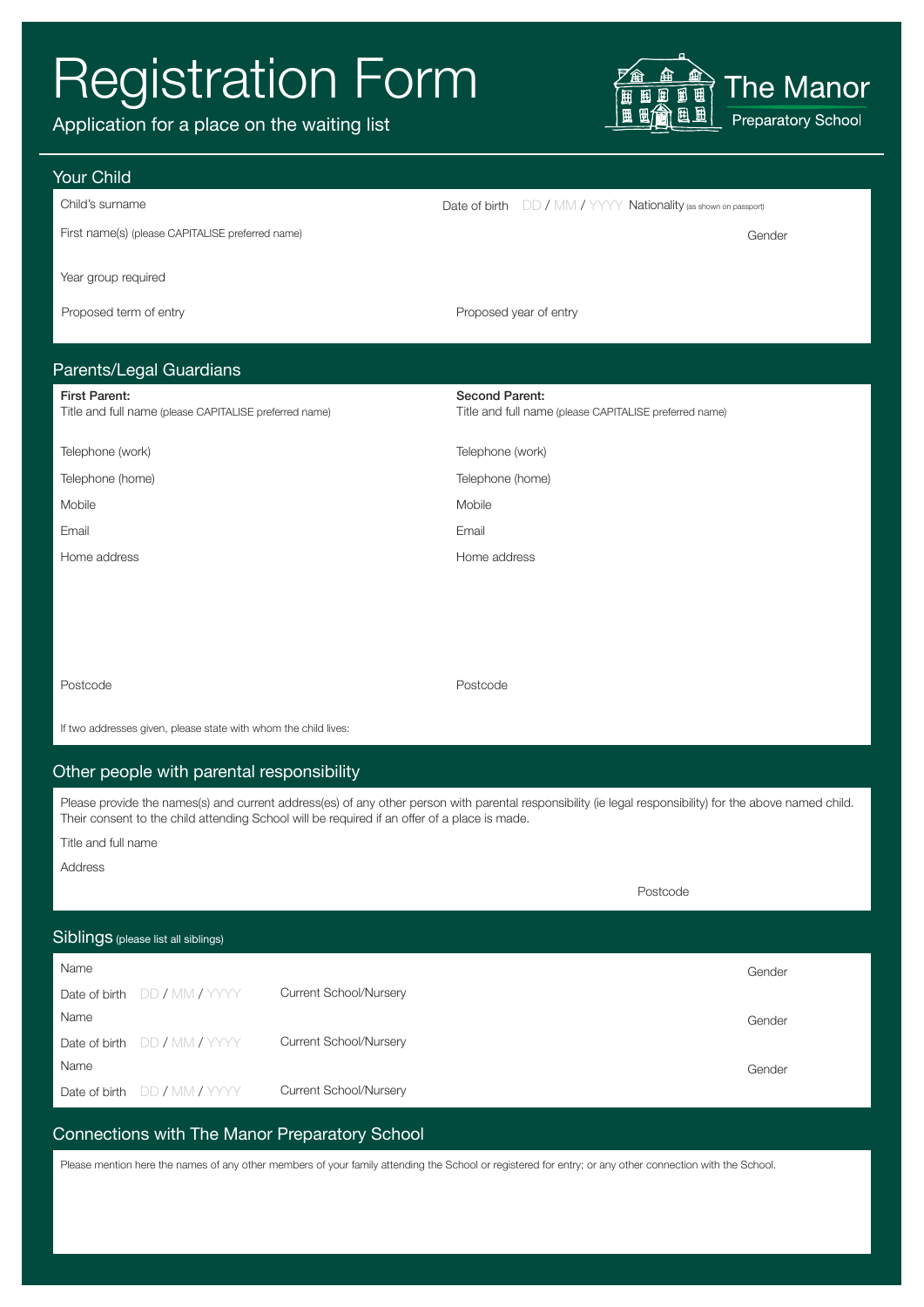# Registration Form

Application for a place on the waiting list

**The Manor**
Preparatory School

## Your Child

Child's surname

Date of birth DD / MM / YYYY Nationality (as shown on passport)

First name(s) (please CAPITALISE preferred name)

Gender

Year group required

Proposed term of entry

Proposed year of entry

## Parents/Legal Guardians

**First Parent:**
Title and full name (please CAPITALISE preferred name)

Telephone (work)

Telephone (home)

Mobile

Email

Home address

Postcode

**Second Parent:**
Title and full name (please CAPITALISE preferred name)

Telephone (work)

Telephone (home)

Mobile

Email

Home address

Postcode

If two addresses given, please state with whom the child lives:

## Other people with parental responsibility

Please provide the names(s) and current address(es) of any other person with parental responsibility (ie legal responsibility) for the above named child. Their consent to the child attending School will be required if an offer of a place is made.

Title and full name

Address

Postcode

## Siblings (please list all siblings)

Name

Gender

Date of birth DD / MM / YYYY

Current School/Nursery

Name

Gender

Date of birth DD / MM / YYYY

Current School/Nursery

Name

Gender

Date of birth DD / MM / YYYY

Current School/Nursery

## Connections with The Manor Preparatory School

Please mention here the names of any other members of your family attending the School or registered for entry; or any other connection with the School.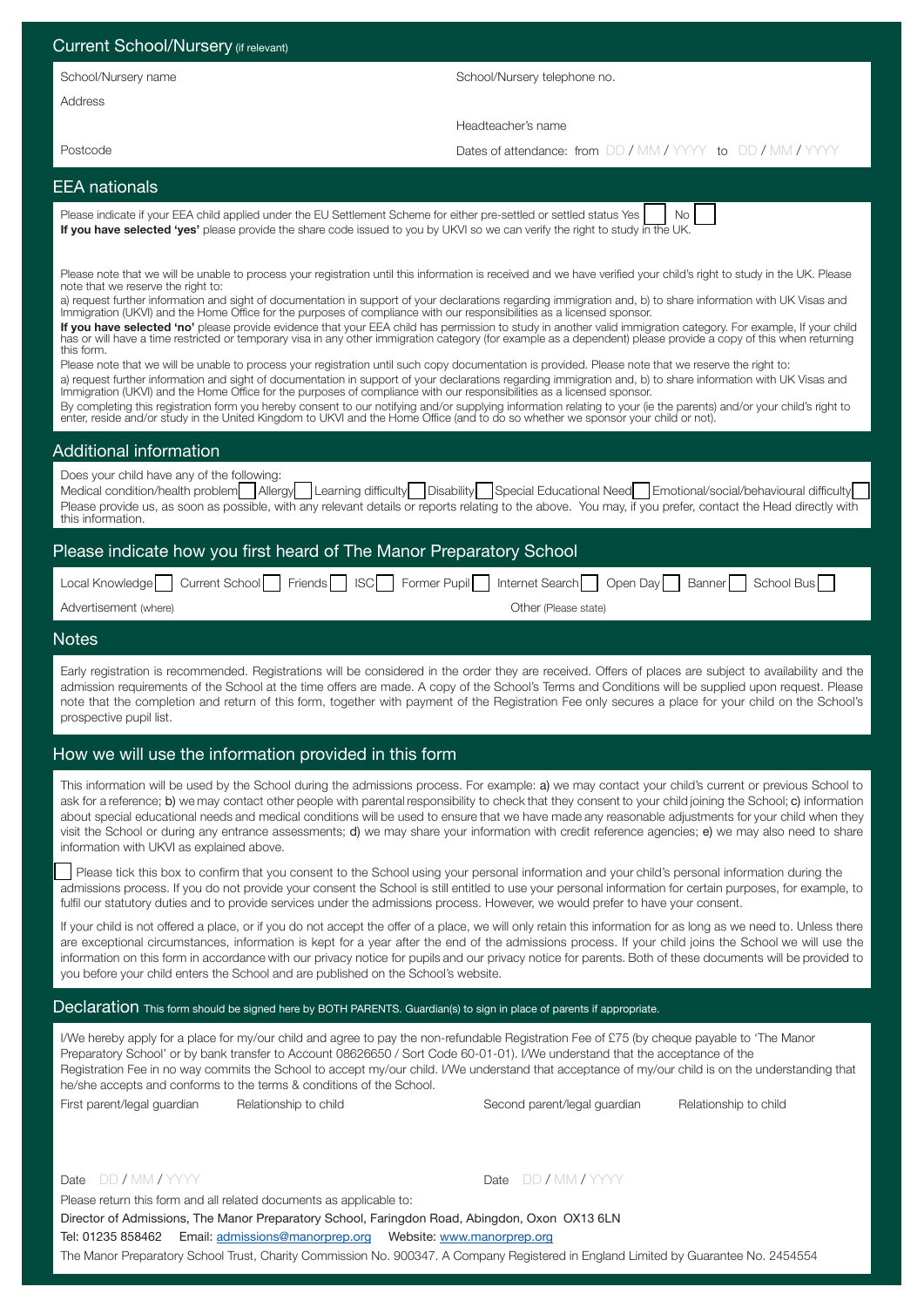## Current School/Nursery (if relevant)

School/Nursery name

School/Nursery telephone no.

Address

Headteacher's name

Postcode

Dates of attendance: from DD / MM / YYYY to DD / MM / YYYY

## EEA nationals

Please indicate if your EEA child applied under the EU Settlement Scheme for either pre-settled or settled status Yes ☐ No ☐

**If you have selected 'yes'** please provide the share code issued to you by UKVI so we can verify the right to study in the UK.

Please note that we will be unable to process your registration until this information is received and we have verified your child's right to study in the UK. Please note that we reserve the right to:

a) request further information and sight of documentation in support of your declarations regarding immigration and, b) to share information with UK Visas and Immigration (UKVI) and the Home Office for the purposes of compliance with our responsibilities as a licensed sponsor.

**If you have selected 'no'** please provide evidence that your EEA child has permission to study in another valid immigration category. For example, If your child has or will have a time restricted or temporary visa in any other immigration category (for example as a dependent) please provide a copy of this when returning this form.

Please note that we will be unable to process your registration until such copy documentation is provided. Please note that we reserve the right to:

a) request further information and sight of documentation in support of your declarations regarding immigration and, b) to share information with UK Visas and Immigration (UKVI) and the Home Office for the purposes of compliance with our responsibilities as a licensed sponsor.

By completing this registration form you hereby consent to our notifying and/or supplying information relating to your (ie the parents) and/or your child's right to enter, reside and/or study in the United Kingdom to UKVI and the Home Office (and to do so whether we sponsor your child or not).

## Additional information

Does your child have any of the following:

Medical condition/health problem ☐ Allergy ☐ Learning difficulty ☐ Disability ☐ Special Educational Need ☐ Emotional/social/behavioural difficulty ☐

Please provide us, as soon as possible, with any relevant details or reports relating to the above. You may, if you prefer, contact the Head directly with this information.

## Please indicate how you first heard of The Manor Preparatory School

Local Knowledge ☐ Current School ☐ Friends ☐ ISC ☐ Former Pupil ☐ Internet Search ☐ Open Day ☐ Banner ☐ School Bus ☐

Advertisement (where)

Other (Please state)

## Notes

Early registration is recommended. Registrations will be considered in the order they are received. Offers of places are subject to availability and the admission requirements of the School at the time offers are made. A copy of the School's Terms and Conditions will be supplied upon request. Please note that the completion and return of this form, together with payment of the Registration Fee only secures a place for your child on the School's prospective pupil list.

## How we will use the information provided in this form

This information will be used by the School during the admissions process. For example: **a)** we may contact your child's current or previous School to ask for a reference; **b)** we may contact other people with parental responsibility to check that they consent to your child joining the School; **c)** information about special educational needs and medical conditions will be used to ensure that we have made any reasonable adjustments for your child when they visit the School or during any entrance assessments; **d)** we may share your information with credit reference agencies; **e)** we may also need to share information with UKVI as explained above.

☐ Please tick this box to confirm that you consent to the School using your personal information and your child's personal information during the admissions process. If you do not provide your consent the School is still entitled to use your personal information for certain purposes, for example, to fulfil our statutory duties and to provide services under the admissions process. However, we would prefer to have your consent.

If your child is not offered a place, or if you do not accept the offer of a place, we will only retain this information for as long as we need to. Unless there are exceptional circumstances, information is kept for a year after the end of the admissions process. If your child joins the School we will use the information on this form in accordance with our privacy notice for pupils and our privacy notice for parents. Both of these documents will be provided to you before your child enters the School and are published on the School's website.

## Declaration This form should be signed here by BOTH PARENTS. Guardian(s) to sign in place of parents if appropriate.

I/We hereby apply for a place for my/our child and agree to pay the non-refundable Registration Fee of £75 (by cheque payable to 'The Manor Preparatory School' or by bank transfer to Account 08626650 / Sort Code 60-01-01). I/We understand that the acceptance of the Registration Fee in no way commits the School to accept my/our child. I/We understand that acceptance of my/our child is on the understanding that he/she accepts and conforms to the terms & conditions of the School.

First parent/legal guardian　　Relationship to child

Second parent/legal guardian　　Relationship to child

Date DD / MM / YYYY

Date DD / MM / YYYY

Please return this form and all related documents as applicable to:

Director of Admissions, The Manor Preparatory School, Faringdon Road, Abingdon, Oxon OX13 6LN

Tel: 01235 858462 Email: admissions@manorprep.org Website: www.manorprep.org

The Manor Preparatory School Trust, Charity Commission No. 900347. A Company Registered in England Limited by Guarantee No. 2454554